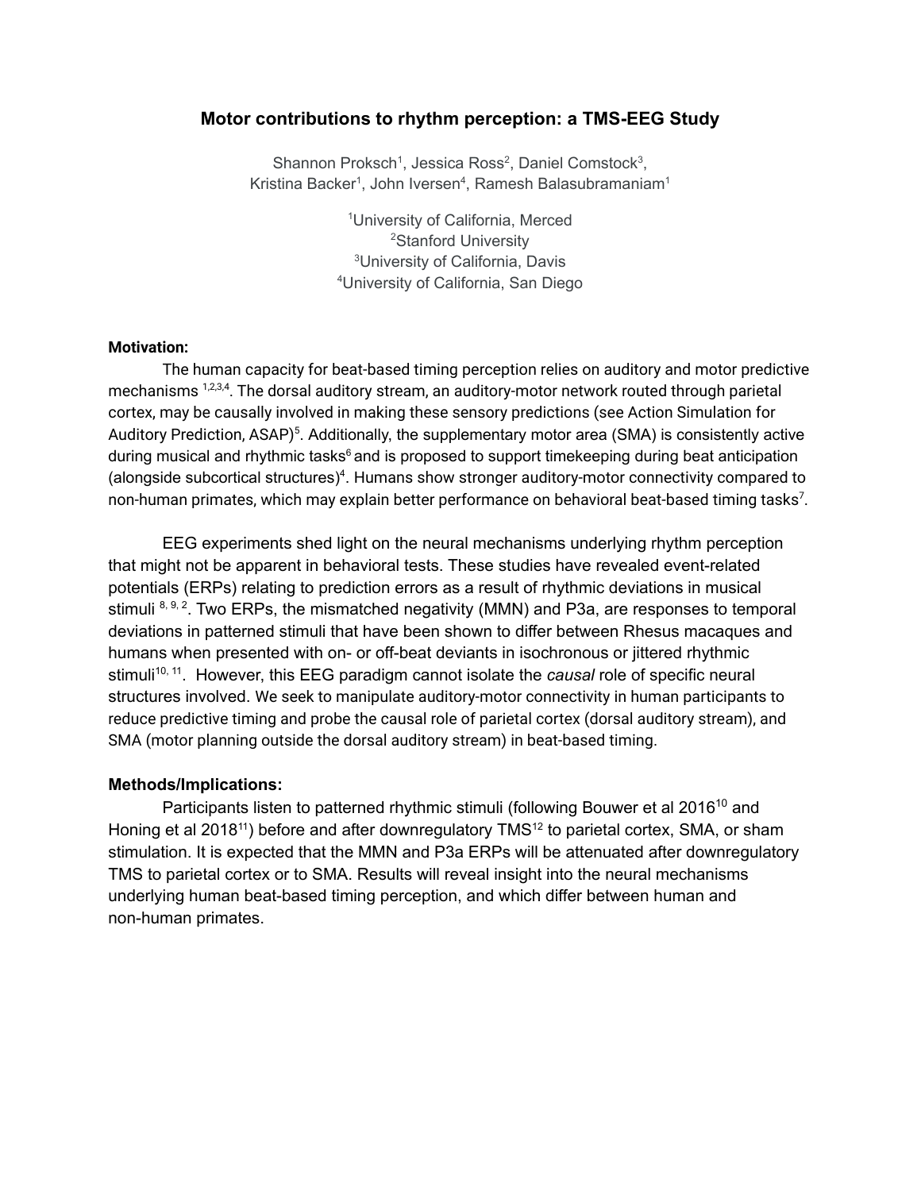# Motor contributions to rhythm perception: a TMS-EEG Study

Shannon Proksch[1], Jessica Ross[2], Daniel Comstock[3], Kristina Backer[1], John Iversen[4], Ramesh Balasubramaniam[1]

[1]University of California, Merced
[2]Stanford University
[3]University of California, Davis
[4]University of California, San Diego

**Motivation:**

The human capacity for beat-based timing perception relies on auditory and motor predictive mechanisms [1,2,3,4]. The dorsal auditory stream, an auditory-motor network routed through parietal cortex, may be causally involved in making these sensory predictions (see Action Simulation for Auditory Prediction, ASAP)[5]. Additionally, the supplementary motor area (SMA) is consistently active during musical and rhythmic tasks[6] and is proposed to support timekeeping during beat anticipation (alongside subcortical structures)[4]. Humans show stronger auditory-motor connectivity compared to non-human primates, which may explain better performance on behavioral beat-based timing tasks[7].

EEG experiments shed light on the neural mechanisms underlying rhythm perception that might not be apparent in behavioral tests. These studies have revealed event-related potentials (ERPs) relating to prediction errors as a result of rhythmic deviations in musical stimuli [8, 9, 2]. Two ERPs, the mismatched negativity (MMN) and P3a, are responses to temporal deviations in patterned stimuli that have been shown to differ between Rhesus macaques and humans when presented with on- or off-beat deviants in isochronous or jittered rhythmic stimuli[10, 11]. However, this EEG paradigm cannot isolate the *causal* role of specific neural structures involved. We seek to manipulate auditory-motor connectivity in human participants to reduce predictive timing and probe the causal role of parietal cortex (dorsal auditory stream), and SMA (motor planning outside the dorsal auditory stream) in beat-based timing.

**Methods/Implications:**

Participants listen to patterned rhythmic stimuli (following Bouwer et al 2016[10] and Honing et al 2018[11]) before and after downregulatory TMS[12] to parietal cortex, SMA, or sham stimulation. It is expected that the MMN and P3a ERPs will be attenuated after downregulatory TMS to parietal cortex or to SMA. Results will reveal insight into the neural mechanisms underlying human beat-based timing perception, and which differ between human and non-human primates.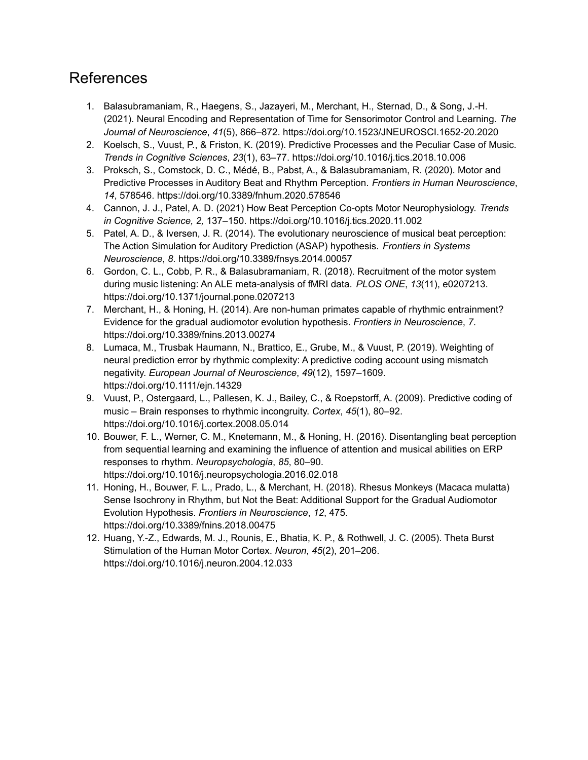## References

1. Balasubramaniam, R., Haegens, S., Jazayeri, M., Merchant, H., Sternad, D., & Song, J.-H. (2021). Neural Encoding and Representation of Time for Sensorimotor Control and Learning. *The Journal of Neuroscience*, *41*(5), 866–872. https://doi.org/10.1523/JNEUROSCI.1652-20.2020
2. Koelsch, S., Vuust, P., & Friston, K. (2019). Predictive Processes and the Peculiar Case of Music. *Trends in Cognitive Sciences*, *23*(1), 63–77. https://doi.org/10.1016/j.tics.2018.10.006
3. Proksch, S., Comstock, D. C., Médé, B., Pabst, A., & Balasubramaniam, R. (2020). Motor and Predictive Processes in Auditory Beat and Rhythm Perception. *Frontiers in Human Neuroscience*, *14*, 578546. https://doi.org/10.3389/fnhum.2020.578546
4. Cannon, J. J., Patel, A. D. (2021) How Beat Perception Co-opts Motor Neurophysiology. *Trends in Cognitive Science, 2,* 137–150. https://doi.org/10.1016/j.tics.2020.11.002
5. Patel, A. D., & Iversen, J. R. (2014). The evolutionary neuroscience of musical beat perception: The Action Simulation for Auditory Prediction (ASAP) hypothesis. *Frontiers in Systems Neuroscience*, *8*. https://doi.org/10.3389/fnsys.2014.00057
6. Gordon, C. L., Cobb, P. R., & Balasubramaniam, R. (2018). Recruitment of the motor system during music listening: An ALE meta-analysis of fMRI data. *PLOS ONE*, *13*(11), e0207213. https://doi.org/10.1371/journal.pone.0207213
7. Merchant, H., & Honing, H. (2014). Are non-human primates capable of rhythmic entrainment? Evidence for the gradual audiomotor evolution hypothesis. *Frontiers in Neuroscience*, *7*. https://doi.org/10.3389/fnins.2013.00274
8. Lumaca, M., Trusbak Haumann, N., Brattico, E., Grube, M., & Vuust, P. (2019). Weighting of neural prediction error by rhythmic complexity: A predictive coding account using mismatch negativity. *European Journal of Neuroscience*, *49*(12), 1597–1609. https://doi.org/10.1111/ejn.14329
9. Vuust, P., Ostergaard, L., Pallesen, K. J., Bailey, C., & Roepstorff, A. (2009). Predictive coding of music – Brain responses to rhythmic incongruity. *Cortex*, *45*(1), 80–92. https://doi.org/10.1016/j.cortex.2008.05.014
10. Bouwer, F. L., Werner, C. M., Knetemann, M., & Honing, H. (2016). Disentangling beat perception from sequential learning and examining the influence of attention and musical abilities on ERP responses to rhythm. *Neuropsychologia*, *85*, 80–90. https://doi.org/10.1016/j.neuropsychologia.2016.02.018
11. Honing, H., Bouwer, F. L., Prado, L., & Merchant, H. (2018). Rhesus Monkeys (Macaca mulatta) Sense Isochrony in Rhythm, but Not the Beat: Additional Support for the Gradual Audiomotor Evolution Hypothesis. *Frontiers in Neuroscience*, *12*, 475. https://doi.org/10.3389/fnins.2018.00475
12. Huang, Y.-Z., Edwards, M. J., Rounis, E., Bhatia, K. P., & Rothwell, J. C. (2005). Theta Burst Stimulation of the Human Motor Cortex. *Neuron*, *45*(2), 201–206. https://doi.org/10.1016/j.neuron.2004.12.033